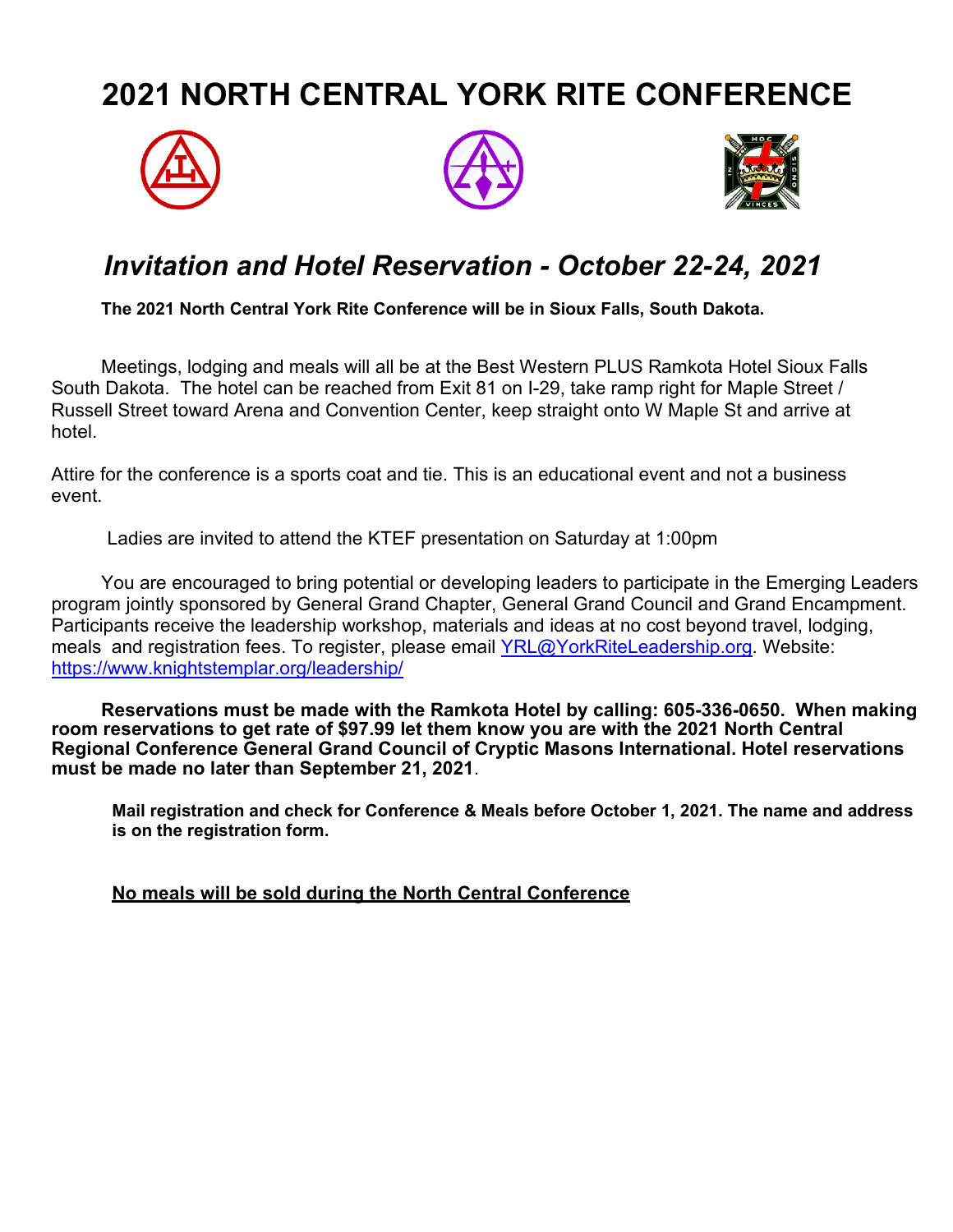# 2021 NORTH CENTRAL YORK RITE CONFERENCE

## *Invitation and Hotel Reservation - October 22-24, 2021*

**The 2021 North Central York Rite Conference will be in Sioux Falls, South Dakota.**

Meetings, lodging and meals will all be at the Best Western PLUS Ramkota Hotel Sioux Falls South Dakota. The hotel can be reached from Exit 81 on I-29, take ramp right for Maple Street / Russell Street toward Arena and Convention Center, keep straight onto W Maple St and arrive at hotel.

Attire for the conference is a sports coat and tie. This is an educational event and not a business event.

Ladies are invited to attend the KTEF presentation on Saturday at 1:00pm

You are encouraged to bring potential or developing leaders to participate in the Emerging Leaders program jointly sponsored by General Grand Chapter, General Grand Council and Grand Encampment. Participants receive the leadership workshop, materials and ideas at no cost beyond travel, lodging, meals and registration fees. To register, please email [YRL@YorkRiteLeadership.org](mailto:YRL@YorkRiteLeadership.org). Website: [https://www.knightstemplar.org/leadership/](https://www.knightstemplar.org/leadership/)

**Reservations must be made with the Ramkota Hotel by calling: 605-336-0650. When making room reservations to get rate of $97.99 let them know you are with the 2021 North Central Regional Conference General Grand Council of Cryptic Masons International. Hotel reservations must be made no later than September 21, 2021**.

**Mail registration and check for Conference & Meals before October 1, 2021. The name and address is on the registration form.**

**<u>No meals will be sold during the North Central Conference</u>**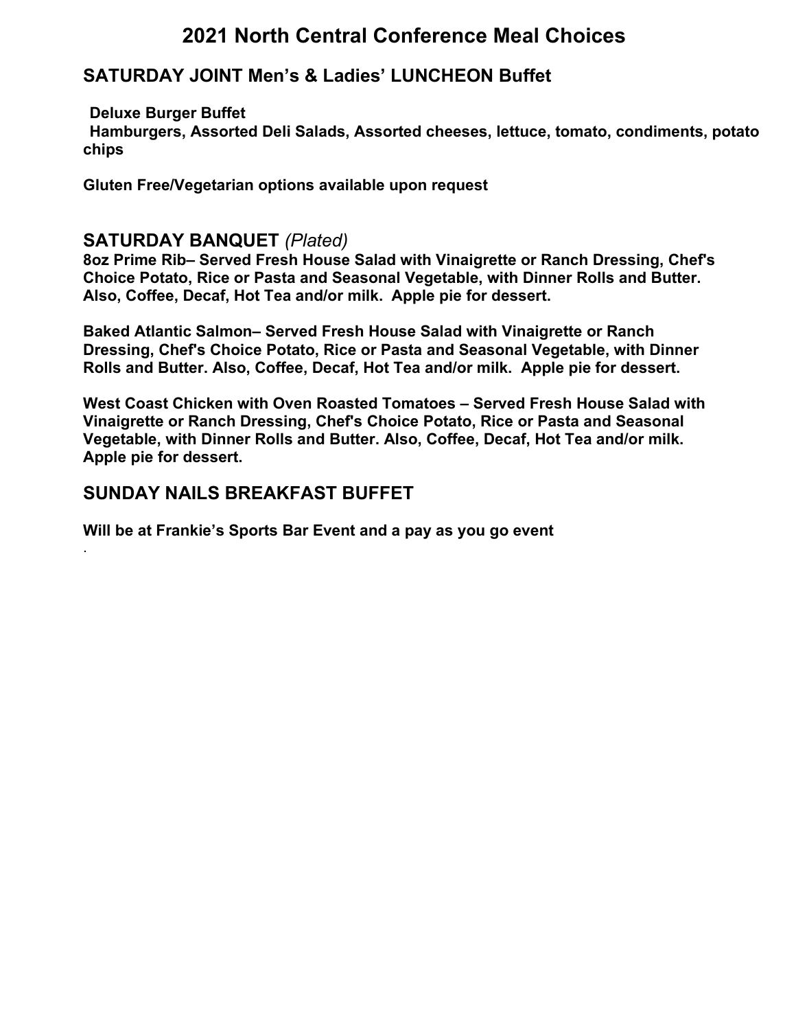# 2021 North Central Conference Meal Choices

## SATURDAY JOINT Men's & Ladies' LUNCHEON Buffet

**Deluxe Burger Buffet**
**Hamburgers, Assorted Deli Salads, Assorted cheeses, lettuce, tomato, condiments, potato chips**

**Gluten Free/Vegetarian options available upon request**

## SATURDAY BANQUET *(Plated)*

**8oz Prime Rib– Served Fresh House Salad with Vinaigrette or Ranch Dressing, Chef's Choice Potato, Rice or Pasta and Seasonal Vegetable, with Dinner Rolls and Butter. Also, Coffee, Decaf, Hot Tea and/or milk. Apple pie for dessert.**

**Baked Atlantic Salmon– Served Fresh House Salad with Vinaigrette or Ranch Dressing, Chef's Choice Potato, Rice or Pasta and Seasonal Vegetable, with Dinner Rolls and Butter. Also, Coffee, Decaf, Hot Tea and/or milk. Apple pie for dessert.**

**West Coast Chicken with Oven Roasted Tomatoes – Served Fresh House Salad with Vinaigrette or Ranch Dressing, Chef's Choice Potato, Rice or Pasta and Seasonal Vegetable, with Dinner Rolls and Butter. Also, Coffee, Decaf, Hot Tea and/or milk. Apple pie for dessert.**

## SUNDAY NAILS BREAKFAST BUFFET

**Will be at Frankie's Sports Bar Event and a pay as you go event**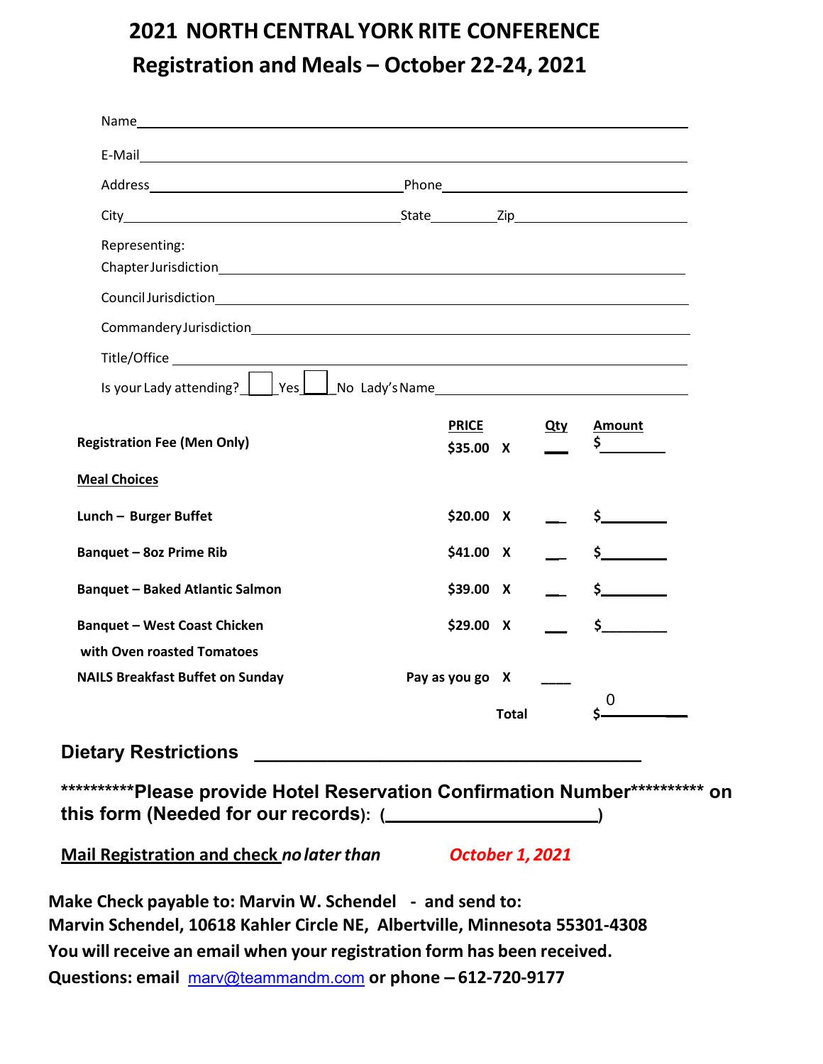# 2021 NORTH CENTRAL YORK RITE CONFERENCE

## Registration and Meals – October 22-24, 2021

Name\_\_\_\_\_\_\_\_\_\_\_\_\_\_\_\_\_\_\_\_\_\_\_\_\_\_\_\_\_\_\_\_\_\_\_\_\_\_\_\_

E-Mail\_\_\_\_\_\_\_\_\_\_\_\_\_\_\_\_\_\_\_\_\_\_\_\_\_\_\_\_\_\_\_\_\_\_\_\_\_\_\_\_

Address\_\_\_\_\_\_\_\_\_\_\_\_\_\_\_\_\_\_\_\_ Phone\_\_\_\_\_\_\_\_\_\_\_\_\_\_\_\_\_\_\_\_

City\_\_\_\_\_\_\_\_\_\_\_\_\_\_\_\_\_\_\_\_ State\_\_\_\_\_\_\_\_ Zip\_\_\_\_\_\_\_\_\_\_\_\_

Representing:

Chapter Jurisdiction\_\_\_\_\_\_\_\_\_\_\_\_\_\_\_\_\_\_\_\_\_\_\_\_\_\_\_\_\_\_\_\_\_\_\_\_\_\_\_\_

Council Jurisdiction\_\_\_\_\_\_\_\_\_\_\_\_\_\_\_\_\_\_\_\_\_\_\_\_\_\_\_\_\_\_\_\_\_\_\_\_\_\_\_\_

Commandery Jurisdiction\_\_\_\_\_\_\_\_\_\_\_\_\_\_\_\_\_\_\_\_\_\_\_\_\_\_\_\_\_\_\_\_\_\_\_\_\_\_\_\_

Title/Office \_\_\_\_\_\_\_\_\_\_\_\_\_\_\_\_\_\_\_\_\_\_\_\_\_\_\_\_\_\_\_\_\_\_\_\_\_\_\_\_

Is your Lady attending? ☐ Yes ☐ No Lady's Name\_\_\_\_\_\_\_\_\_\_\_\_\_\_\_\_\_\_\_\_

| | PRICE | Qty | Amount |
|---|---|---|---|
| **Registration Fee (Men Only)** | **$35.00 X** | \_\_\_ | $\_\_\_\_\_\_\_\_ |
| **Meal Choices** | | | |
| **Lunch – Burger Buffet** | **$20.00 X** | \_\_\_ | $\_\_\_\_\_\_\_\_ |
| **Banquet – 8oz Prime Rib** | **$41.00 X** | \_\_\_ | $\_\_\_\_\_\_\_\_ |
| **Banquet – Baked Atlantic Salmon** | **$39.00 X** | \_\_\_ | $\_\_\_\_\_\_\_\_ |
| **Banquet – West Coast Chicken with Oven roasted Tomatoes** | **$29.00 X** | \_\_\_ | $\_\_\_\_\_\_\_\_ |
| **NAILS Breakfast Buffet on Sunday** | **Pay as you go X** | \_\_\_\_ | |
| | **Total** | | $ 0 |

**Dietary Restrictions** \_\_\_\_\_\_\_\_\_\_\_\_\_\_\_\_\_\_\_\_\_\_\_\_\_\_\_\_\_\_\_\_\_\_\_\_\_\_\_\_

**\*\*\*\*\*\*\*\*\*\*Please provide Hotel Reservation Confirmation Number\*\*\*\*\*\*\*\*\*\* on this form (Needed for our records): (\_\_\_\_\_\_\_\_\_\_\_\_\_\_\_\_\_\_\_\_)**

**Mail Registration and check** ***no later than*** ***October 1, 2021***

**Make Check payable to: Marvin W. Schendel - and send to:**
**Marvin Schendel, 10618 Kahler Circle NE, Albertville, Minnesota 55301-4308**
**You will receive an email when your registration form has been received.**
**Questions: email** marv@teammandm.com **or phone – 612-720-9177**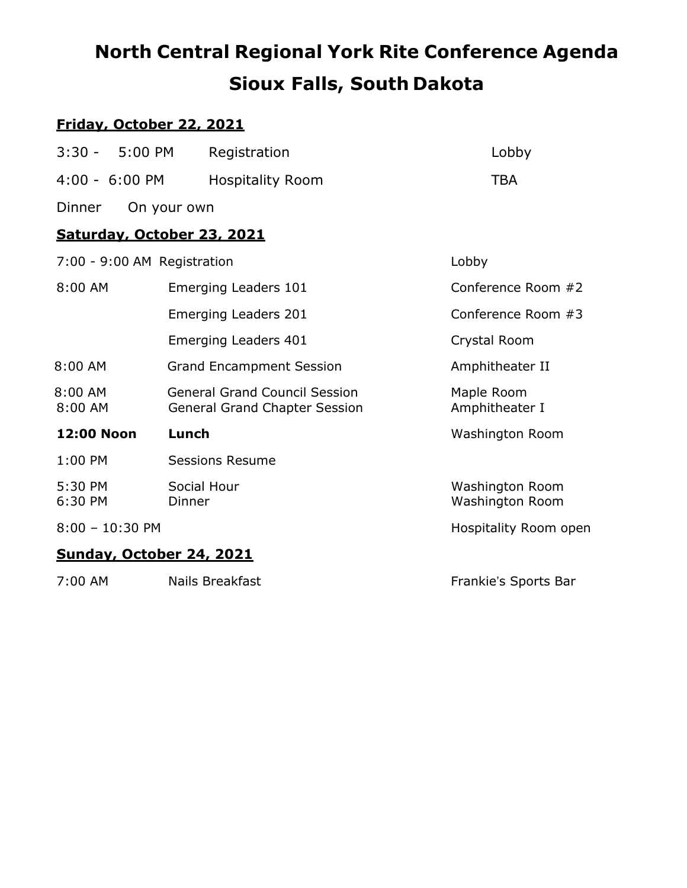# North Central Regional York Rite Conference Agenda

# Sioux Falls, South Dakota

**Friday, October 22, 2021**

| | | |
|---|---|---|
| 3:30 - 5:00 PM | Registration | Lobby |
| 4:00 - 6:00 PM | Hospitality Room | TBA |
| Dinner | On your own | |

**Saturday, October 23, 2021**

| | | |
|---|---|---|
| 7:00 - 9:00 AM | Registration | Lobby |
| 8:00 AM | Emerging Leaders 101 | Conference Room #2 |
| | Emerging Leaders 201 | Conference Room #3 |
| | Emerging Leaders 401 | Crystal Room |
| 8:00 AM | Grand Encampment Session | Amphitheater II |
| 8:00 AM | General Grand Council Session | Maple Room |
| 8:00 AM | General Grand Chapter Session | Amphitheater I |
| **12:00 Noon** | **Lunch** | Washington Room |
| 1:00 PM | Sessions Resume | |
| 5:30 PM | Social Hour | Washington Room |
| 6:30 PM | Dinner | Washington Room |
| 8:00 – 10:30 PM | | Hospitality Room open |

**Sunday, October 24, 2021**

| | | |
|---|---|---|
| 7:00 AM | Nails Breakfast | Frankie's Sports Bar |